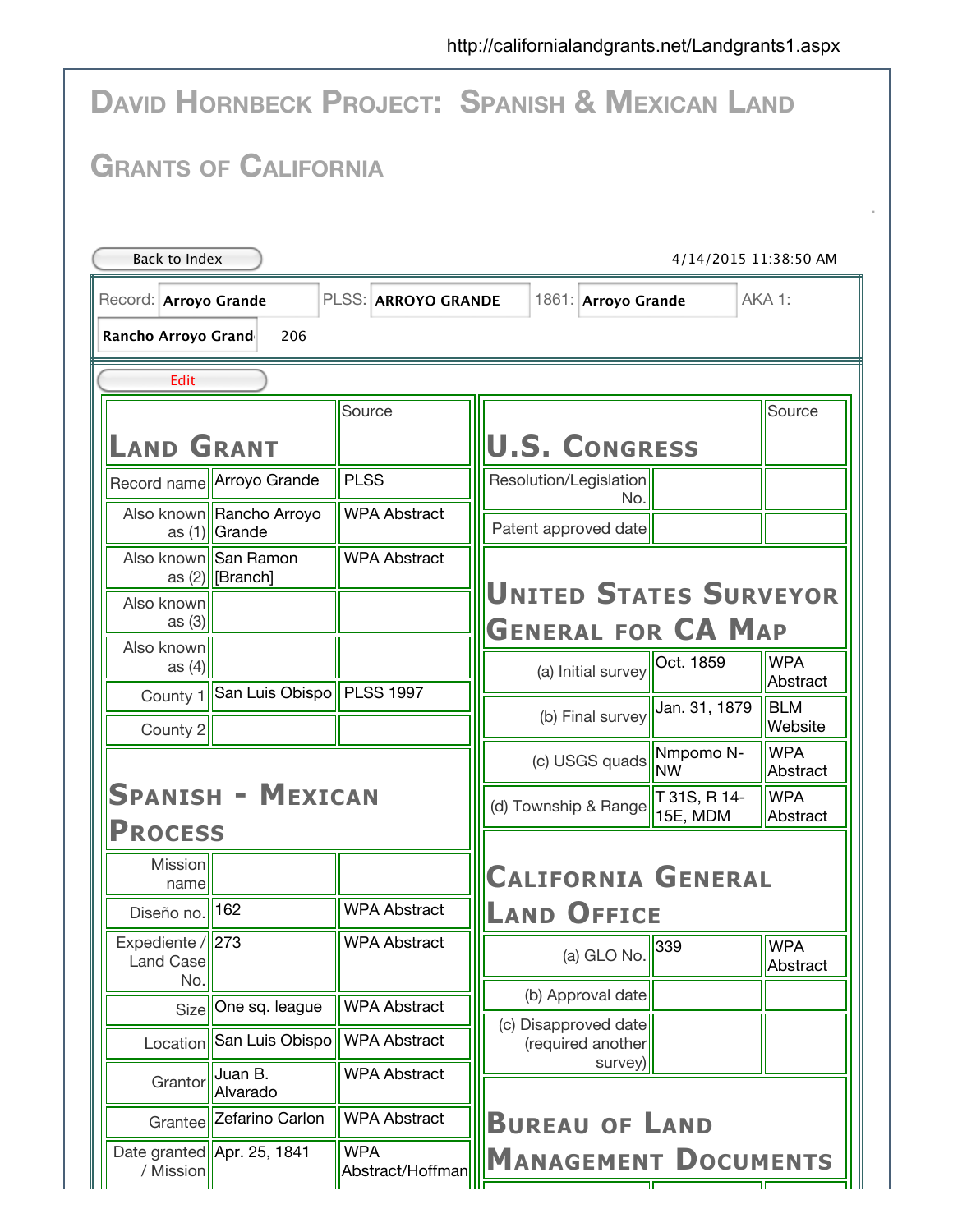http://californialandgrants.net/Landgrants1.aspx

# David Hornbeck Project: Spanish & Mexican Land Grants of California

Back to Index

4/14/2015 11:38:50 AM

Record: Arroyo Grande PLSS: ARROYO GRANDE 1861: Arroyo Grande AKA 1: Rancho Arroyo Grand 206

Edit

## Land Grant

| | | Source |
|---|---|---|
| Record name | Arroyo Grande | PLSS |
| Also known as (1) | Rancho Arroyo Grande | WPA Abstract |
| Also known as (2) | San Ramon [Branch] | WPA Abstract |
| Also known as (3) | | |
| Also known as (4) | | |
| County 1 | San Luis Obispo | PLSS 1997 |
| County 2 | | |

## Spanish - Mexican Process

| | | Source |
|---|---|---|
| Mission name | | |
| Diseño no. | 162 | WPA Abstract |
| Expediente / Land Case No. | 273 | WPA Abstract |
| Size | One sq. league | WPA Abstract |
| Location | San Luis Obispo | WPA Abstract |
| Grantor | Juan B. Alvarado | WPA Abstract |
| Grantee | Zefarino Carlon | WPA Abstract |
| Date granted / Mission | Apr. 25, 1841 | WPA Abstract/Hoffman |

## U.S. Congress

| | | Source |
|---|---|---|
| Resolution/Legislation No. | | |
| Patent approved date | | |

## United States Surveyor General for CA Map

| | | Source |
|---|---|---|
| (a) Initial survey | Oct. 1859 | WPA Abstract |
| (b) Final survey | Jan. 31, 1879 | BLM Website |
| (c) USGS quads | Nmpomo N-NW | WPA Abstract |
| (d) Township & Range | T 31S, R 14-15E, MDM | WPA Abstract |

## California General Land Office

| | | Source |
|---|---|---|
| (a) GLO No. | 339 | WPA Abstract |
| (b) Approval date | | |
| (c) Disapproved date (required another survey) | | |

## Bureau of Land Management Documents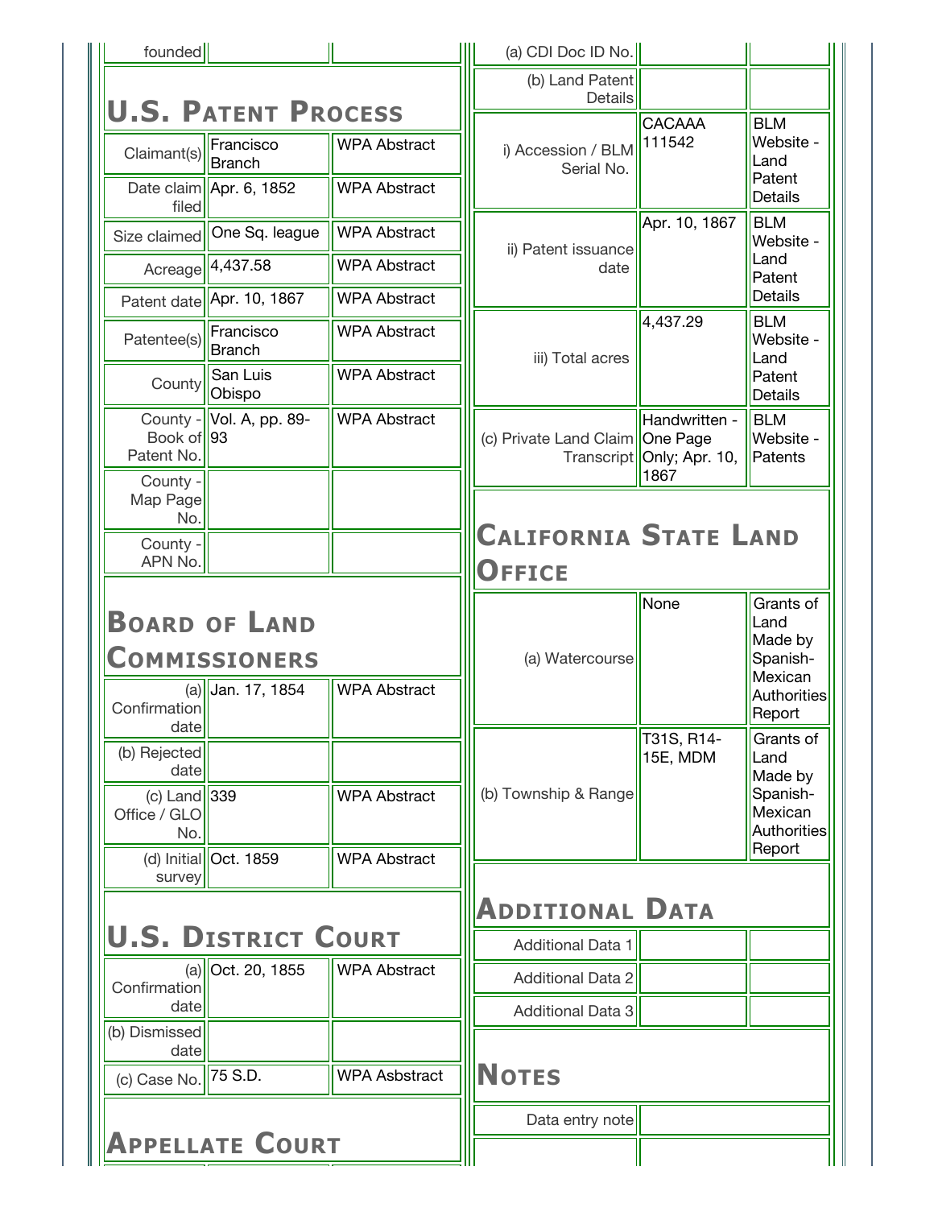| founded | | |
|---|---|---|

## U.S. Patent Process

| | | |
|---|---|---|
| Claimant(s) | Francisco Branch | WPA Abstract |
| Date claim filed | Apr. 6, 1852 | WPA Abstract |
| Size claimed | One Sq. league | WPA Abstract |
| Acreage | 4,437.58 | WPA Abstract |
| Patent date | Apr. 10, 1867 | WPA Abstract |
| Patentee(s) | Francisco Branch | WPA Abstract |
| County | San Luis Obispo | WPA Abstract |
| County - Book of Patent No. | Vol. A, pp. 89-93 | WPA Abstract |
| County - Map Page No. | | |
| County - APN No. | | |

## Board of Land Commissioners

| | | |
|---|---|---|
| (a) Confirmation date | Jan. 17, 1854 | WPA Abstract |
| (b) Rejected date | | |
| (c) Land Office / GLO No. | 339 | WPA Abstract |
| (d) Initial survey | Oct. 1859 | WPA Abstract |

## U.S. District Court

| | | |
|---|---|---|
| (a) Confirmation date | Oct. 20, 1855 | WPA Abstract |
| (b) Dismissed date | | |
| (c) Case No. | 75 S.D. | WPA Asbstract |

## Appellate Court

| | | |
|---|---|---|
| (a) CDI Doc ID No. | | |
| (b) Land Patent Details | | |
| i) Accession / BLM Serial No. | CACAAA 111542 | BLM Website - Land Patent Details |
| ii) Patent issuance date | Apr. 10, 1867 | BLM Website - Land Patent Details |
| iii) Total acres | 4,437.29 | BLM Website - Land Patent Details |
| (c) Private Land Claim Transcript | Handwritten - One Page Only; Apr. 10, 1867 | BLM Website - Patents |

## California State Land Office

| | | |
|---|---|---|
| (a) Watercourse | None | Grants of Land Made by Spanish-Mexican Authorities Report |
| (b) Township & Range | T31S, R14-15E, MDM | Grants of Land Made by Spanish-Mexican Authorities Report |

## Additional Data

| | | |
|---|---|---|
| Additional Data 1 | | |
| Additional Data 2 | | |
| Additional Data 3 | | |

## Notes

| | |
|---|---|
| Data entry note | |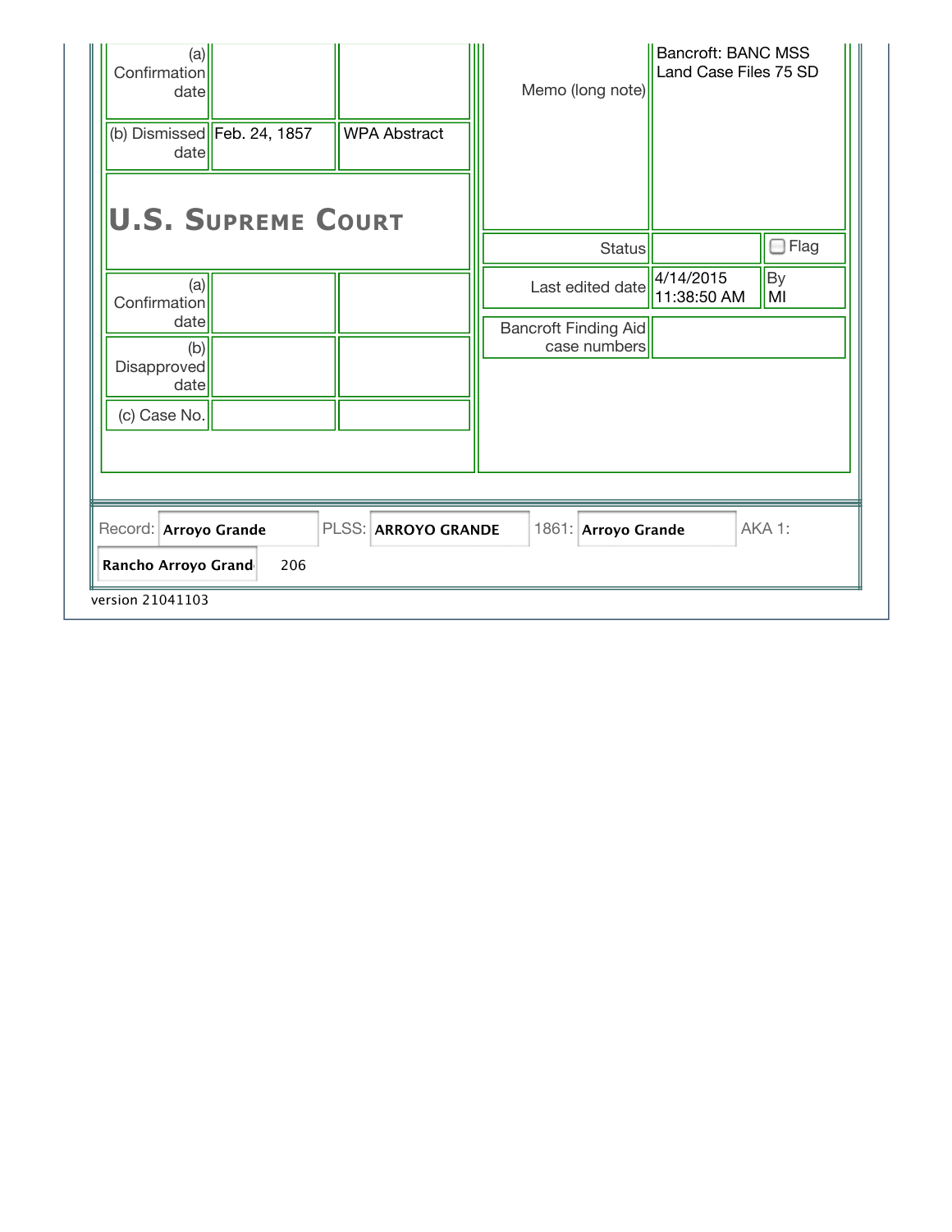| | | |
|---|---|---|
| (a) Confirmation date | | |
| (b) Dismissed date | Feb. 24, 1857 | WPA Abstract |

## U.S. Supreme Court

| | | |
|---|---|---|
| (a) Confirmation date | | |
| (b) Disapproved date | | |
| (c) Case No. | | |

| | | |
|---|---|---|
| Memo (long note) | Bancroft: BANC MSS Land Case Files 75 SD | |
| Status | | ☐ Flag |
| Last edited date | 4/14/2015 11:38:50 AM | By MI |
| Bancroft Finding Aid case numbers | | |

Record: **Arroyo Grande** PLSS: **ARROYO GRANDE** 1861: **Arroyo Grande** AKA 1: **Rancho Arroyo Grand** 206

version 21041103